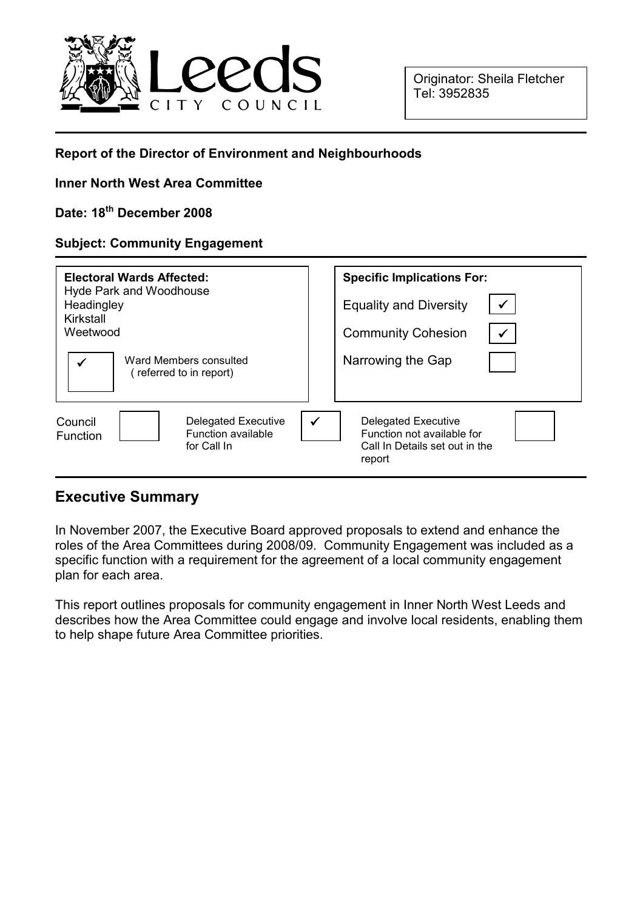Originator: Sheila Fletcher
Tel: 3952835

**Report of the Director of Environment and Neighbourhoods**

**Inner North West Area Committee**

**Date: 18th December 2008**

**Subject: Community Engagement**

| **Electoral Wards Affected:** | **Specific Implications For:** | |
|---|---|---|
| Hyde Park and Woodhouse | Equality and Diversity | ✓ |
| Headingley | Community Cohesion | ✓ |
| Kirkstall | Narrowing the Gap | |
| Weetwood | | |
| ✓ Ward Members consulted (referred to in report) | | |

| Council Function | | Delegated Executive Function available for Call In | ✓ | Delegated Executive Function not available for Call In Details set out in the report | |
|---|---|---|---|---|---|

## Executive Summary

In November 2007, the Executive Board approved proposals to extend and enhance the roles of the Area Committees during 2008/09. Community Engagement was included as a specific function with a requirement for the agreement of a local community engagement plan for each area.

This report outlines proposals for community engagement in Inner North West Leeds and describes how the Area Committee could engage and involve local residents, enabling them to help shape future Area Committee priorities.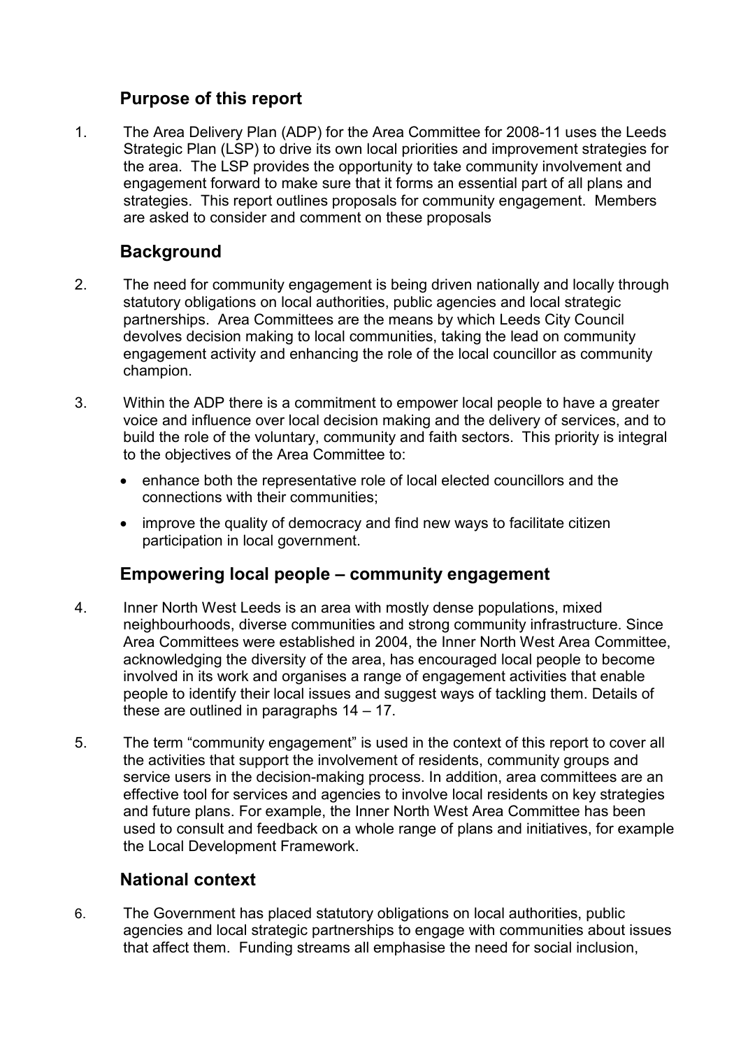## Purpose of this report

1. The Area Delivery Plan (ADP) for the Area Committee for 2008-11 uses the Leeds Strategic Plan (LSP) to drive its own local priorities and improvement strategies for the area. The LSP provides the opportunity to take community involvement and engagement forward to make sure that it forms an essential part of all plans and strategies. This report outlines proposals for community engagement. Members are asked to consider and comment on these proposals

## Background

2. The need for community engagement is being driven nationally and locally through statutory obligations on local authorities, public agencies and local strategic partnerships. Area Committees are the means by which Leeds City Council devolves decision making to local communities, taking the lead on community engagement activity and enhancing the role of the local councillor as community champion.

3. Within the ADP there is a commitment to empower local people to have a greater voice and influence over local decision making and the delivery of services, and to build the role of the voluntary, community and faith sectors. This priority is integral to the objectives of the Area Committee to:

   - enhance both the representative role of local elected councillors and the connections with their communities;
   - improve the quality of democracy and find new ways to facilitate citizen participation in local government.

## Empowering local people – community engagement

4. Inner North West Leeds is an area with mostly dense populations, mixed neighbourhoods, diverse communities and strong community infrastructure. Since Area Committees were established in 2004, the Inner North West Area Committee, acknowledging the diversity of the area, has encouraged local people to become involved in its work and organises a range of engagement activities that enable people to identify their local issues and suggest ways of tackling them. Details of these are outlined in paragraphs 14 – 17.

5. The term "community engagement" is used in the context of this report to cover all the activities that support the involvement of residents, community groups and service users in the decision-making process. In addition, area committees are an effective tool for services and agencies to involve local residents on key strategies and future plans. For example, the Inner North West Area Committee has been used to consult and feedback on a whole range of plans and initiatives, for example the Local Development Framework.

## National context

6. The Government has placed statutory obligations on local authorities, public agencies and local strategic partnerships to engage with communities about issues that affect them. Funding streams all emphasise the need for social inclusion,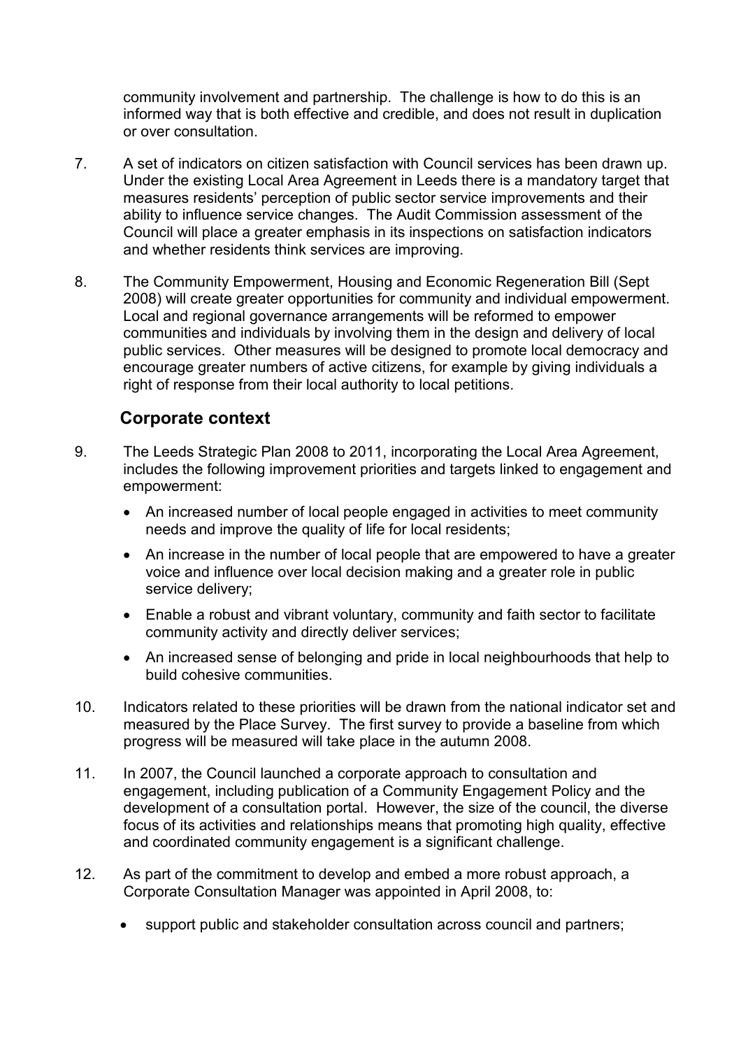community involvement and partnership. The challenge is how to do this is an informed way that is both effective and credible, and does not result in duplication or over consultation.

7. A set of indicators on citizen satisfaction with Council services has been drawn up. Under the existing Local Area Agreement in Leeds there is a mandatory target that measures residents' perception of public sector service improvements and their ability to influence service changes. The Audit Commission assessment of the Council will place a greater emphasis in its inspections on satisfaction indicators and whether residents think services are improving.

8. The Community Empowerment, Housing and Economic Regeneration Bill (Sept 2008) will create greater opportunities for community and individual empowerment. Local and regional governance arrangements will be reformed to empower communities and individuals by involving them in the design and delivery of local public services. Other measures will be designed to promote local democracy and encourage greater numbers of active citizens, for example by giving individuals a right of response from their local authority to local petitions.

## Corporate context

9. The Leeds Strategic Plan 2008 to 2011, incorporating the Local Area Agreement, includes the following improvement priorities and targets linked to engagement and empowerment:

   - An increased number of local people engaged in activities to meet community needs and improve the quality of life for local residents;
   - An increase in the number of local people that are empowered to have a greater voice and influence over local decision making and a greater role in public service delivery;
   - Enable a robust and vibrant voluntary, community and faith sector to facilitate community activity and directly deliver services;
   - An increased sense of belonging and pride in local neighbourhoods that help to build cohesive communities.

10. Indicators related to these priorities will be drawn from the national indicator set and measured by the Place Survey. The first survey to provide a baseline from which progress will be measured will take place in the autumn 2008.

11. In 2007, the Council launched a corporate approach to consultation and engagement, including publication of a Community Engagement Policy and the development of a consultation portal. However, the size of the council, the diverse focus of its activities and relationships means that promoting high quality, effective and coordinated community engagement is a significant challenge.

12. As part of the commitment to develop and embed a more robust approach, a Corporate Consultation Manager was appointed in April 2008, to:

   - support public and stakeholder consultation across council and partners;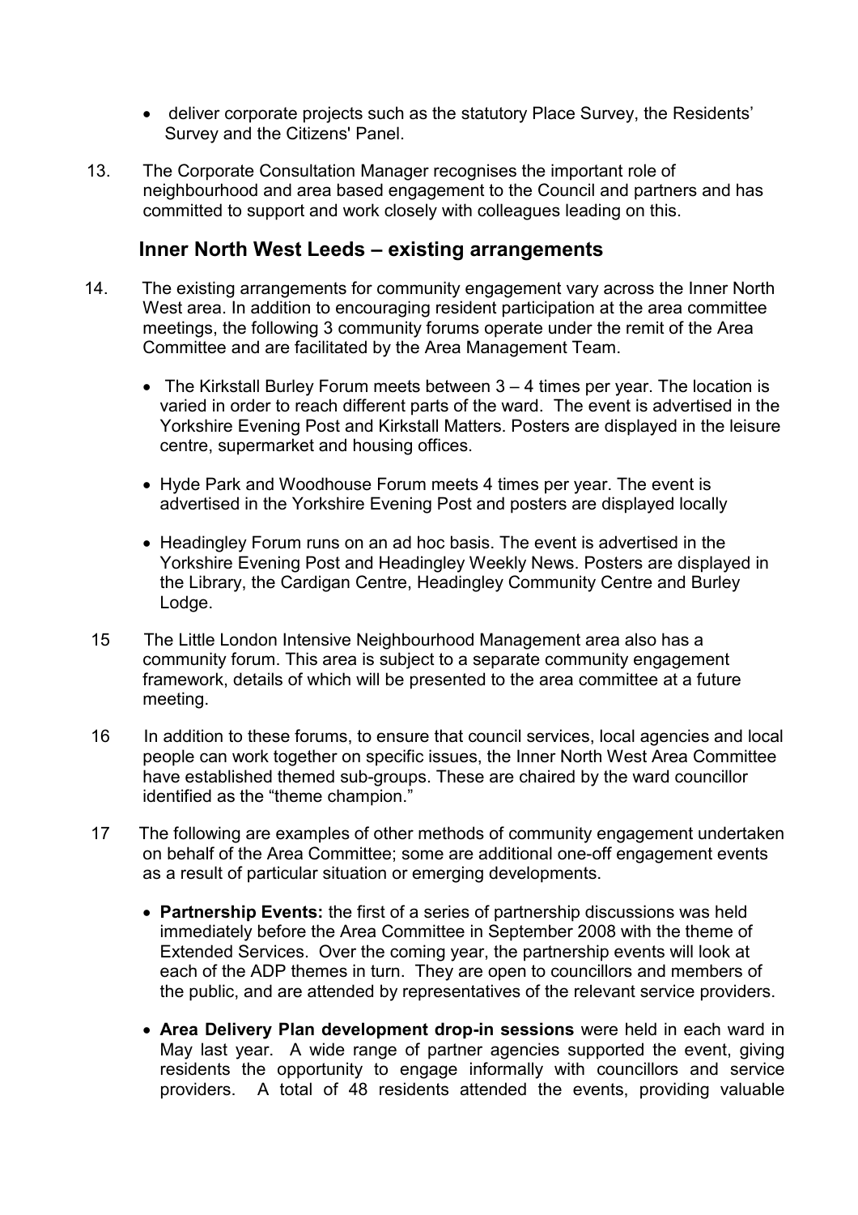- deliver corporate projects such as the statutory Place Survey, the Residents' Survey and the Citizens' Panel.

13. The Corporate Consultation Manager recognises the important role of neighbourhood and area based engagement to the Council and partners and has committed to support and work closely with colleagues leading on this.

## Inner North West Leeds – existing arrangements

14. The existing arrangements for community engagement vary across the Inner North West area. In addition to encouraging resident participation at the area committee meetings, the following 3 community forums operate under the remit of the Area Committee and are facilitated by the Area Management Team.

    - The Kirkstall Burley Forum meets between 3 – 4 times per year. The location is varied in order to reach different parts of the ward. The event is advertised in the Yorkshire Evening Post and Kirkstall Matters. Posters are displayed in the leisure centre, supermarket and housing offices.

    - Hyde Park and Woodhouse Forum meets 4 times per year. The event is advertised in the Yorkshire Evening Post and posters are displayed locally

    - Headingley Forum runs on an ad hoc basis. The event is advertised in the Yorkshire Evening Post and Headingley Weekly News. Posters are displayed in the Library, the Cardigan Centre, Headingley Community Centre and Burley Lodge.

15. The Little London Intensive Neighbourhood Management area also has a community forum. This area is subject to a separate community engagement framework, details of which will be presented to the area committee at a future meeting.

16. In addition to these forums, to ensure that council services, local agencies and local people can work together on specific issues, the Inner North West Area Committee have established themed sub-groups. These are chaired by the ward councillor identified as the "theme champion."

17. The following are examples of other methods of community engagement undertaken on behalf of the Area Committee; some are additional one-off engagement events as a result of particular situation or emerging developments.

    - **Partnership Events:** the first of a series of partnership discussions was held immediately before the Area Committee in September 2008 with the theme of Extended Services. Over the coming year, the partnership events will look at each of the ADP themes in turn. They are open to councillors and members of the public, and are attended by representatives of the relevant service providers.

    - **Area Delivery Plan development drop-in sessions** were held in each ward in May last year. A wide range of partner agencies supported the event, giving residents the opportunity to engage informally with councillors and service providers. A total of 48 residents attended the events, providing valuable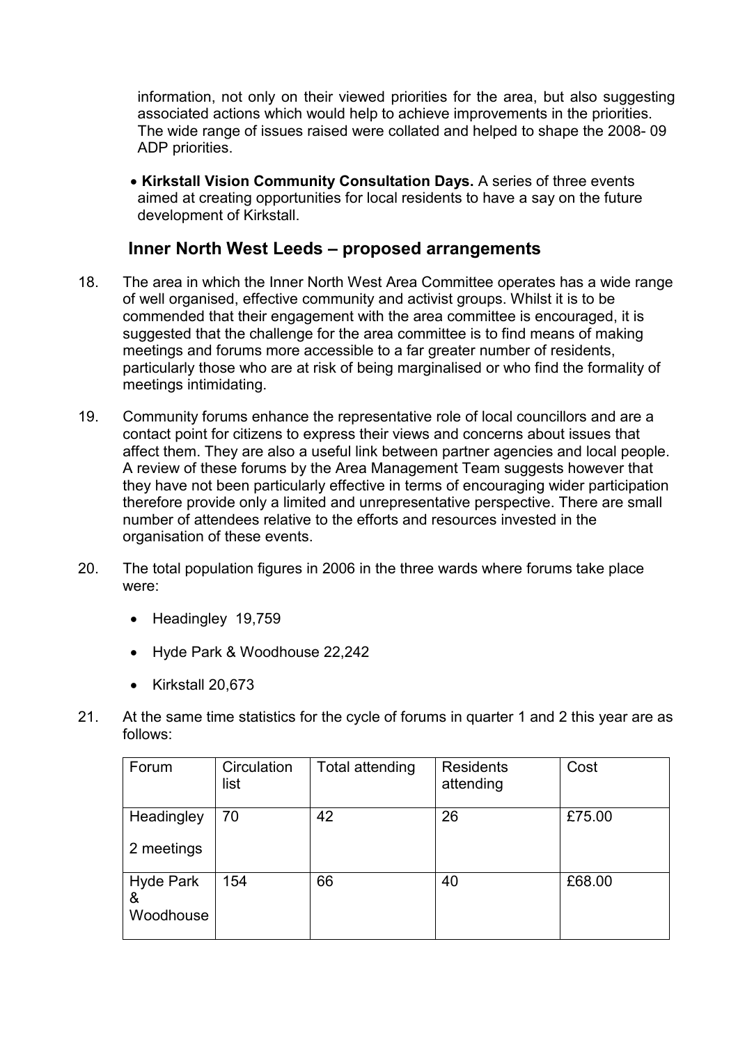information, not only on their viewed priorities for the area, but also suggesting associated actions which would help to achieve improvements in the priorities. The wide range of issues raised were collated and helped to shape the 2008- 09 ADP priorities.

- **Kirkstall Vision Community Consultation Days.** A series of three events aimed at creating opportunities for local residents to have a say on the future development of Kirkstall.

## Inner North West Leeds – proposed arrangements

18. The area in which the Inner North West Area Committee operates has a wide range of well organised, effective community and activist groups. Whilst it is to be commended that their engagement with the area committee is encouraged, it is suggested that the challenge for the area committee is to find means of making meetings and forums more accessible to a far greater number of residents, particularly those who are at risk of being marginalised or who find the formality of meetings intimidating.

19. Community forums enhance the representative role of local councillors and are a contact point for citizens to express their views and concerns about issues that affect them. They are also a useful link between partner agencies and local people. A review of these forums by the Area Management Team suggests however that they have not been particularly effective in terms of encouraging wider participation therefore provide only a limited and unrepresentative perspective. There are small number of attendees relative to the efforts and resources invested in the organisation of these events.

20. The total population figures in 2006 in the three wards where forums take place were:

    - Headingley 19,759
    - Hyde Park & Woodhouse 22,242
    - Kirkstall 20,673

21. At the same time statistics for the cycle of forums in quarter 1 and 2 this year are as follows:

| Forum | Circulation list | Total attending | Residents attending | Cost |
|---|---|---|---|---|
| Headingley<br>2 meetings | 70 | 42 | 26 | £75.00 |
| Hyde Park & Woodhouse | 154 | 66 | 40 | £68.00 |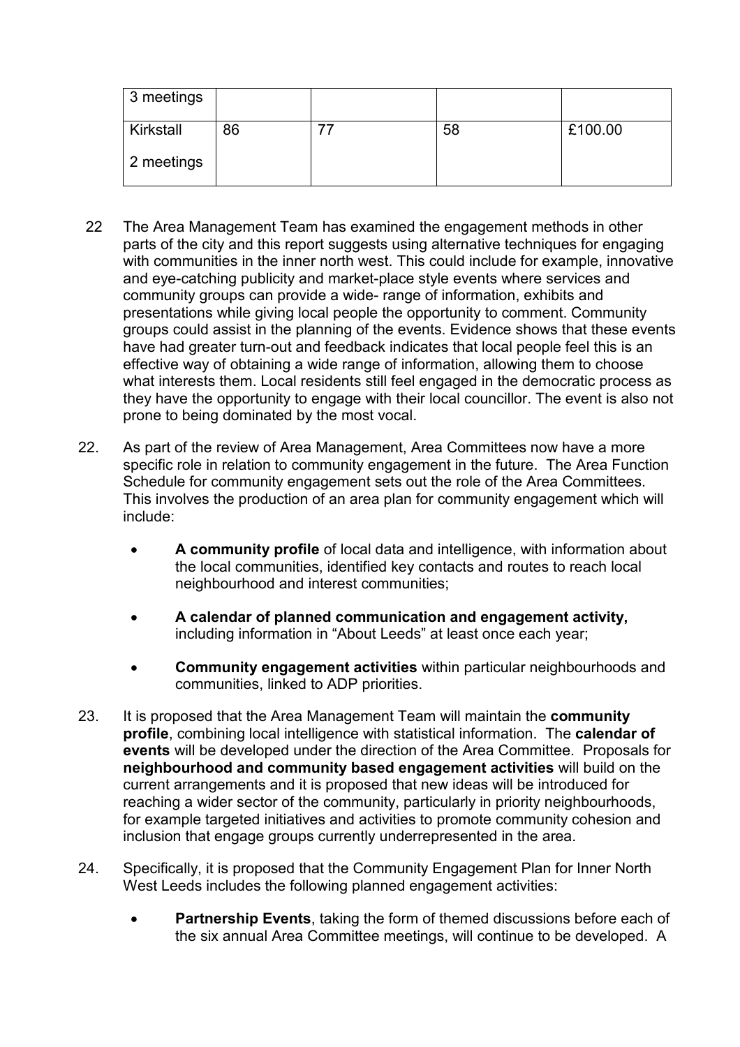| | | | | |
|---|---|---|---|---|
| 3 meetings | | | | |
| Kirkstall<br>2 meetings | 86 | 77 | 58 | £100.00 |

22 The Area Management Team has examined the engagement methods in other parts of the city and this report suggests using alternative techniques for engaging with communities in the inner north west. This could include for example, innovative and eye-catching publicity and market-place style events where services and community groups can provide a wide- range of information, exhibits and presentations while giving local people the opportunity to comment. Community groups could assist in the planning of the events. Evidence shows that these events have had greater turn-out and feedback indicates that local people feel this is an effective way of obtaining a wide range of information, allowing them to choose what interests them. Local residents still feel engaged in the democratic process as they have the opportunity to engage with their local councillor. The event is also not prone to being dominated by the most vocal.

22. As part of the review of Area Management, Area Committees now have a more specific role in relation to community engagement in the future. The Area Function Schedule for community engagement sets out the role of the Area Committees. This involves the production of an area plan for community engagement which will include:

- **A community profile** of local data and intelligence, with information about the local communities, identified key contacts and routes to reach local neighbourhood and interest communities;
- **A calendar of planned communication and engagement activity,** including information in "About Leeds" at least once each year;
- **Community engagement activities** within particular neighbourhoods and communities, linked to ADP priorities.

23. It is proposed that the Area Management Team will maintain the **community profile**, combining local intelligence with statistical information. The **calendar of events** will be developed under the direction of the Area Committee. Proposals for **neighbourhood and community based engagement activities** will build on the current arrangements and it is proposed that new ideas will be introduced for reaching a wider sector of the community, particularly in priority neighbourhoods, for example targeted initiatives and activities to promote community cohesion and inclusion that engage groups currently underrepresented in the area.

24. Specifically, it is proposed that the Community Engagement Plan for Inner North West Leeds includes the following planned engagement activities:

- **Partnership Events**, taking the form of themed discussions before each of the six annual Area Committee meetings, will continue to be developed. A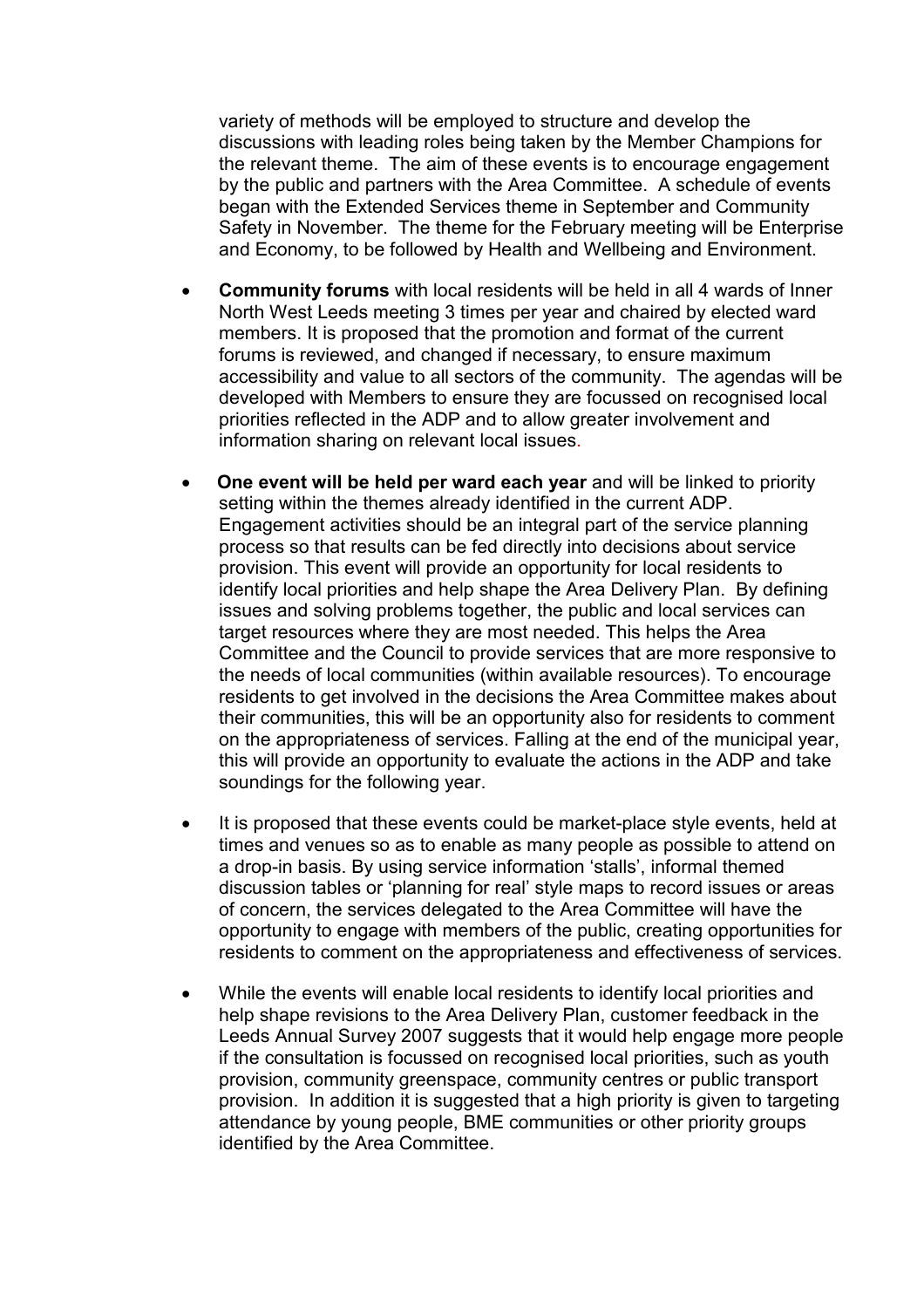variety of methods will be employed to structure and develop the discussions with leading roles being taken by the Member Champions for the relevant theme. The aim of these events is to encourage engagement by the public and partners with the Area Committee. A schedule of events began with the Extended Services theme in September and Community Safety in November. The theme for the February meeting will be Enterprise and Economy, to be followed by Health and Wellbeing and Environment.

- **Community forums** with local residents will be held in all 4 wards of Inner North West Leeds meeting 3 times per year and chaired by elected ward members. It is proposed that the promotion and format of the current forums is reviewed, and changed if necessary, to ensure maximum accessibility and value to all sectors of the community. The agendas will be developed with Members to ensure they are focussed on recognised local priorities reflected in the ADP and to allow greater involvement and information sharing on relevant local issues.

- **One event will be held per ward each year** and will be linked to priority setting within the themes already identified in the current ADP. Engagement activities should be an integral part of the service planning process so that results can be fed directly into decisions about service provision. This event will provide an opportunity for local residents to identify local priorities and help shape the Area Delivery Plan. By defining issues and solving problems together, the public and local services can target resources where they are most needed. This helps the Area Committee and the Council to provide services that are more responsive to the needs of local communities (within available resources). To encourage residents to get involved in the decisions the Area Committee makes about their communities, this will be an opportunity also for residents to comment on the appropriateness of services. Falling at the end of the municipal year, this will provide an opportunity to evaluate the actions in the ADP and take soundings for the following year.

- It is proposed that these events could be market-place style events, held at times and venues so as to enable as many people as possible to attend on a drop-in basis. By using service information 'stalls', informal themed discussion tables or 'planning for real' style maps to record issues or areas of concern, the services delegated to the Area Committee will have the opportunity to engage with members of the public, creating opportunities for residents to comment on the appropriateness and effectiveness of services.

- While the events will enable local residents to identify local priorities and help shape revisions to the Area Delivery Plan, customer feedback in the Leeds Annual Survey 2007 suggests that it would help engage more people if the consultation is focussed on recognised local priorities, such as youth provision, community greenspace, community centres or public transport provision. In addition it is suggested that a high priority is given to targeting attendance by young people, BME communities or other priority groups identified by the Area Committee.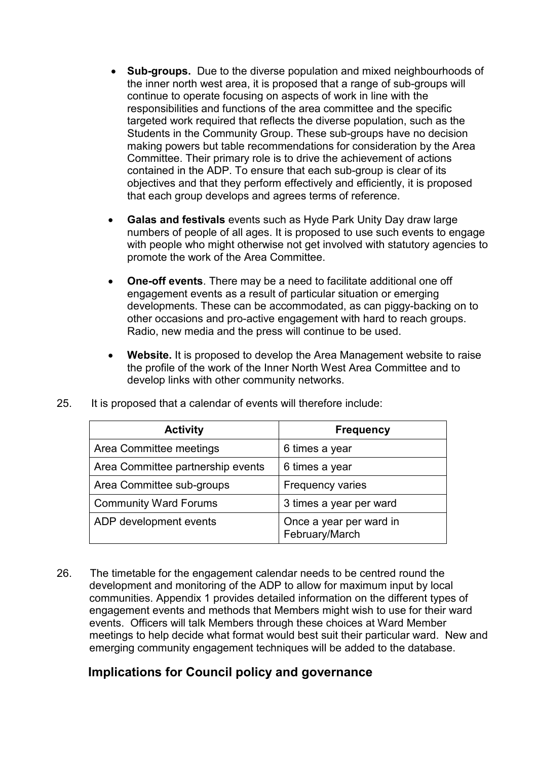- **Sub-groups.** Due to the diverse population and mixed neighbourhoods of the inner north west area, it is proposed that a range of sub-groups will continue to operate focusing on aspects of work in line with the responsibilities and functions of the area committee and the specific targeted work required that reflects the diverse population, such as the Students in the Community Group. These sub-groups have no decision making powers but table recommendations for consideration by the Area Committee. Their primary role is to drive the achievement of actions contained in the ADP. To ensure that each sub-group is clear of its objectives and that they perform effectively and efficiently, it is proposed that each group develops and agrees terms of reference.

- **Galas and festivals** events such as Hyde Park Unity Day draw large numbers of people of all ages. It is proposed to use such events to engage with people who might otherwise not get involved with statutory agencies to promote the work of the Area Committee.

- **One-off events**. There may be a need to facilitate additional one off engagement events as a result of particular situation or emerging developments. These can be accommodated, as can piggy-backing on to other occasions and pro-active engagement with hard to reach groups. Radio, new media and the press will continue to be used.

- **Website.** It is proposed to develop the Area Management website to raise the profile of the work of the Inner North West Area Committee and to develop links with other community networks.

25. It is proposed that a calendar of events will therefore include:

| Activity | Frequency |
|---|---|
| Area Committee meetings | 6 times a year |
| Area Committee partnership events | 6 times a year |
| Area Committee sub-groups | Frequency varies |
| Community Ward Forums | 3 times a year per ward |
| ADP development events | Once a year per ward in February/March |

26. The timetable for the engagement calendar needs to be centred round the development and monitoring of the ADP to allow for maximum input by local communities. Appendix 1 provides detailed information on the different types of engagement events and methods that Members might wish to use for their ward events. Officers will talk Members through these choices at Ward Member meetings to help decide what format would best suit their particular ward. New and emerging community engagement techniques will be added to the database.

## Implications for Council policy and governance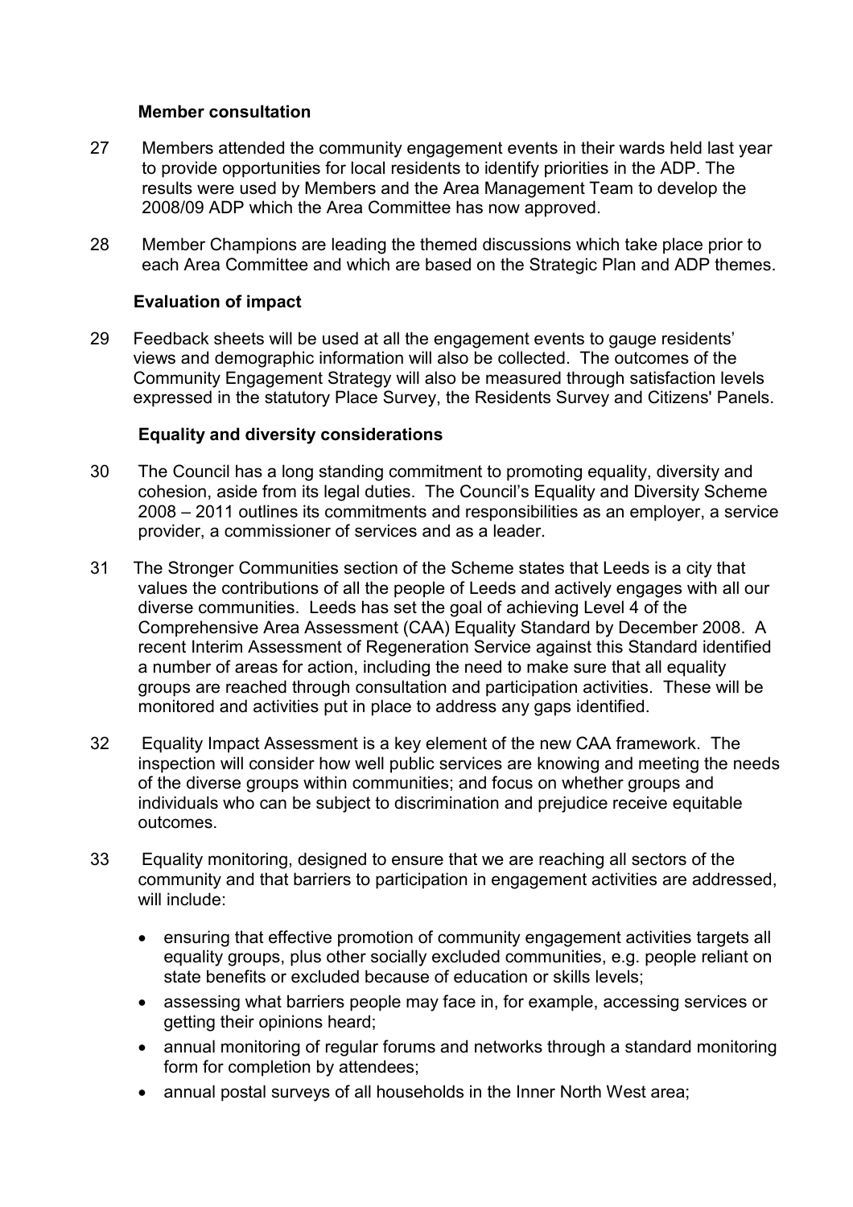**Member consultation**

27 Members attended the community engagement events in their wards held last year to provide opportunities for local residents to identify priorities in the ADP. The results were used by Members and the Area Management Team to develop the 2008/09 ADP which the Area Committee has now approved.

28 Member Champions are leading the themed discussions which take place prior to each Area Committee and which are based on the Strategic Plan and ADP themes.

**Evaluation of impact**

29 Feedback sheets will be used at all the engagement events to gauge residents' views and demographic information will also be collected. The outcomes of the Community Engagement Strategy will also be measured through satisfaction levels expressed in the statutory Place Survey, the Residents Survey and Citizens' Panels.

**Equality and diversity considerations**

30 The Council has a long standing commitment to promoting equality, diversity and cohesion, aside from its legal duties. The Council's Equality and Diversity Scheme 2008 – 2011 outlines its commitments and responsibilities as an employer, a service provider, a commissioner of services and as a leader.

31 The Stronger Communities section of the Scheme states that Leeds is a city that values the contributions of all the people of Leeds and actively engages with all our diverse communities. Leeds has set the goal of achieving Level 4 of the Comprehensive Area Assessment (CAA) Equality Standard by December 2008. A recent Interim Assessment of Regeneration Service against this Standard identified a number of areas for action, including the need to make sure that all equality groups are reached through consultation and participation activities. These will be monitored and activities put in place to address any gaps identified.

32 Equality Impact Assessment is a key element of the new CAA framework. The inspection will consider how well public services are knowing and meeting the needs of the diverse groups within communities; and focus on whether groups and individuals who can be subject to discrimination and prejudice receive equitable outcomes.

33 Equality monitoring, designed to ensure that we are reaching all sectors of the community and that barriers to participation in engagement activities are addressed, will include:

- ensuring that effective promotion of community engagement activities targets all equality groups, plus other socially excluded communities, e.g. people reliant on state benefits or excluded because of education or skills levels;
- assessing what barriers people may face in, for example, accessing services or getting their opinions heard;
- annual monitoring of regular forums and networks through a standard monitoring form for completion by attendees;
- annual postal surveys of all households in the Inner North West area;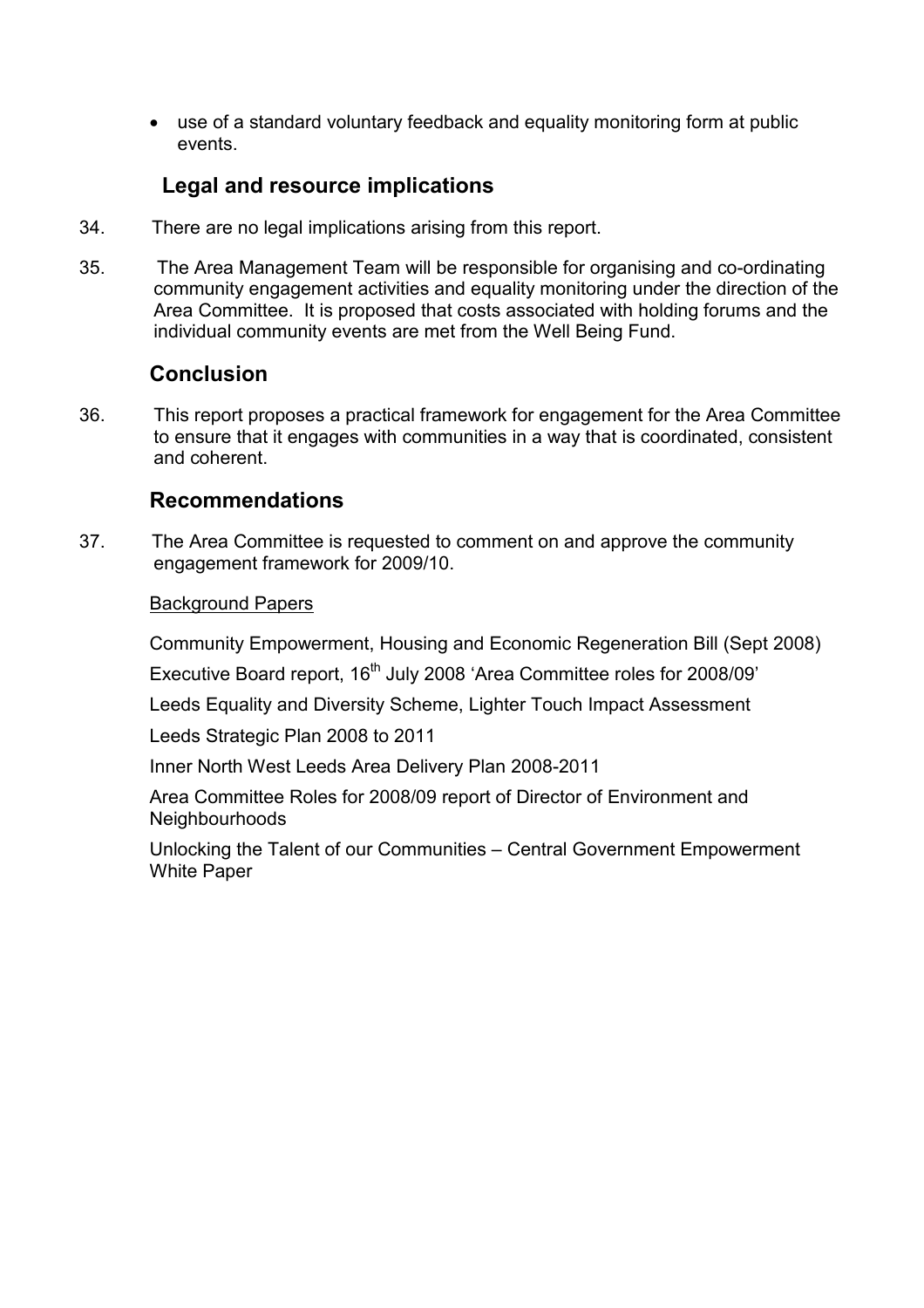- use of a standard voluntary feedback and equality monitoring form at public events.

## Legal and resource implications

34. There are no legal implications arising from this report.

35. The Area Management Team will be responsible for organising and co-ordinating community engagement activities and equality monitoring under the direction of the Area Committee. It is proposed that costs associated with holding forums and the individual community events are met from the Well Being Fund.

## Conclusion

36. This report proposes a practical framework for engagement for the Area Committee to ensure that it engages with communities in a way that is coordinated, consistent and coherent.

## Recommendations

37. The Area Committee is requested to comment on and approve the community engagement framework for 2009/10.

Background Papers

Community Empowerment, Housing and Economic Regeneration Bill (Sept 2008)

Executive Board report, 16th July 2008 'Area Committee roles for 2008/09'

Leeds Equality and Diversity Scheme, Lighter Touch Impact Assessment

Leeds Strategic Plan 2008 to 2011

Inner North West Leeds Area Delivery Plan 2008-2011

Area Committee Roles for 2008/09 report of Director of Environment and Neighbourhoods

Unlocking the Talent of our Communities – Central Government Empowerment White Paper